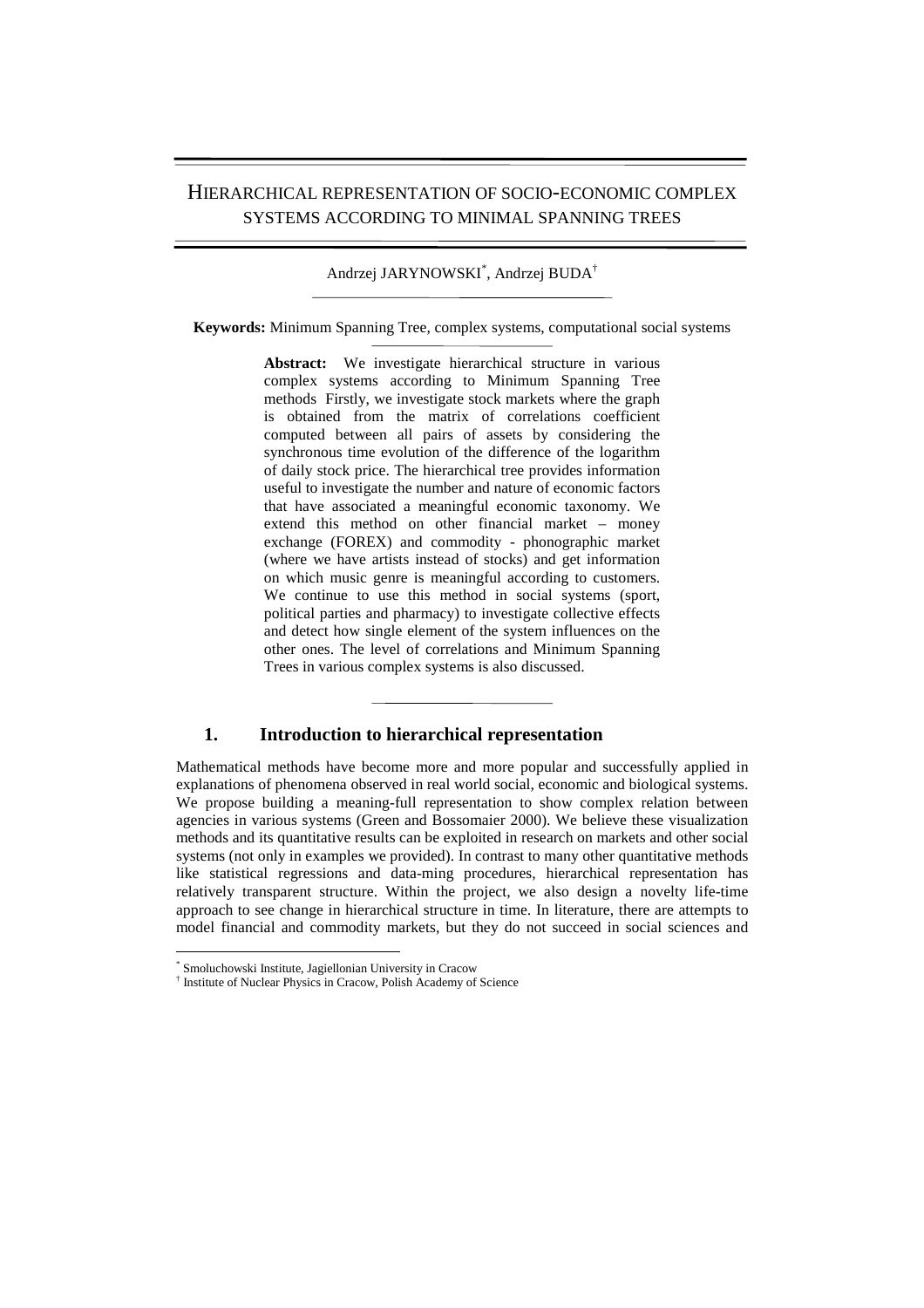# HIERARCHICAL REPRESENTATION OF SOCIO-ECONOMIC COMPLEX SYSTEMS ACCORDING TO MINIMAL SPANNING TREES

Andrzej JARYNOWSKI[*], Andrzej BUDA[†]

**Keywords:** Minimum Spanning Tree, complex systems, computational social systems

**Abstract:** We investigate hierarchical structure in various complex systems according to Minimum Spanning Tree methods Firstly, we investigate stock markets where the graph is obtained from the matrix of correlations coefficient computed between all pairs of assets by considering the synchronous time evolution of the difference of the logarithm of daily stock price. The hierarchical tree provides information useful to investigate the number and nature of economic factors that have associated a meaningful economic taxonomy. We extend this method on other financial market – money exchange (FOREX) and commodity - phonographic market (where we have artists instead of stocks) and get information on which music genre is meaningful according to customers. We continue to use this method in social systems (sport, political parties and pharmacy) to investigate collective effects and detect how single element of the system influences on the other ones. The level of correlations and Minimum Spanning Trees in various complex systems is also discussed.

## 1. Introduction to hierarchical representation

Mathematical methods have become more and more popular and successfully applied in explanations of phenomena observed in real world social, economic and biological systems. We propose building a meaning-full representation to show complex relation between agencies in various systems (Green and Bossomaier 2000). We believe these visualization methods and its quantitative results can be exploited in research on markets and other social systems (not only in examples we provided). In contrast to many other quantitative methods like statistical regressions and data-ming procedures, hierarchical representation has relatively transparent structure. Within the project, we also design a novelty life-time approach to see change in hierarchical structure in time. In literature, there are attempts to model financial and commodity markets, but they do not succeed in social sciences and

[*] Smoluchowski Institute, Jagiellonian University in Cracow

[†] Institute of Nuclear Physics in Cracow, Polish Academy of Science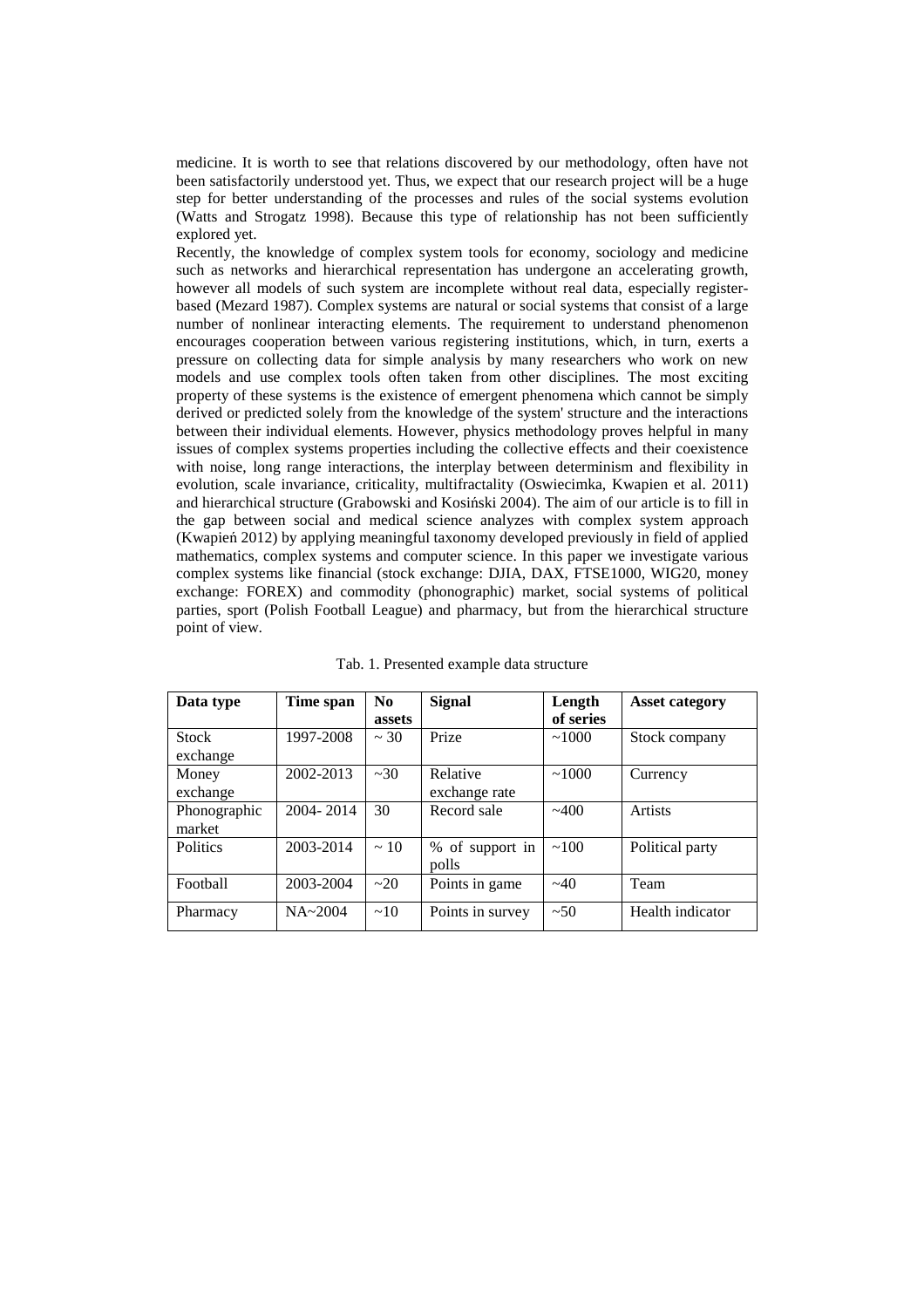medicine. It is worth to see that relations discovered by our methodology, often have not been satisfactorily understood yet. Thus, we expect that our research project will be a huge step for better understanding of the processes and rules of the social systems evolution (Watts and Strogatz 1998). Because this type of relationship has not been sufficiently explored yet.

Recently, the knowledge of complex system tools for economy, sociology and medicine such as networks and hierarchical representation has undergone an accelerating growth, however all models of such system are incomplete without real data, especially register-based (Mezard 1987). Complex systems are natural or social systems that consist of a large number of nonlinear interacting elements. The requirement to understand phenomenon encourages cooperation between various registering institutions, which, in turn, exerts a pressure on collecting data for simple analysis by many researchers who work on new models and use complex tools often taken from other disciplines. The most exciting property of these systems is the existence of emergent phenomena which cannot be simply derived or predicted solely from the knowledge of the system' structure and the interactions between their individual elements. However, physics methodology proves helpful in many issues of complex systems properties including the collective effects and their coexistence with noise, long range interactions, the interplay between determinism and flexibility in evolution, scale invariance, criticality, multifractality (Oswiecimka, Kwapien et al. 2011) and hierarchical structure (Grabowski and Kosiński 2004). The aim of our article is to fill in the gap between social and medical science analyzes with complex system approach (Kwapień 2012) by applying meaningful taxonomy developed previously in field of applied mathematics, complex systems and computer science. In this paper we investigate various complex systems like financial (stock exchange: DJIA, DAX, FTSE1000, WIG20, money exchange: FOREX) and commodity (phonographic) market, social systems of political parties, sport (Polish Football League) and pharmacy, but from the hierarchical structure point of view.

Tab. 1. Presented example data structure

| Data type | Time span | No assets | Signal | Length of series | Asset category |
|---|---|---|---|---|---|
| Stock exchange | 1997-2008 | ~ 30 | Prize | ~1000 | Stock company |
| Money exchange | 2002-2013 | ~30 | Relative exchange rate | ~1000 | Currency |
| Phonographic market | 2004- 2014 | 30 | Record sale | ~400 | Artists |
| Politics | 2003-2014 | ~ 10 | % of support in polls | ~100 | Political party |
| Football | 2003-2004 | ~20 | Points in game | ~40 | Team |
| Pharmacy | NA~2004 | ~10 | Points in survey | ~50 | Health indicator |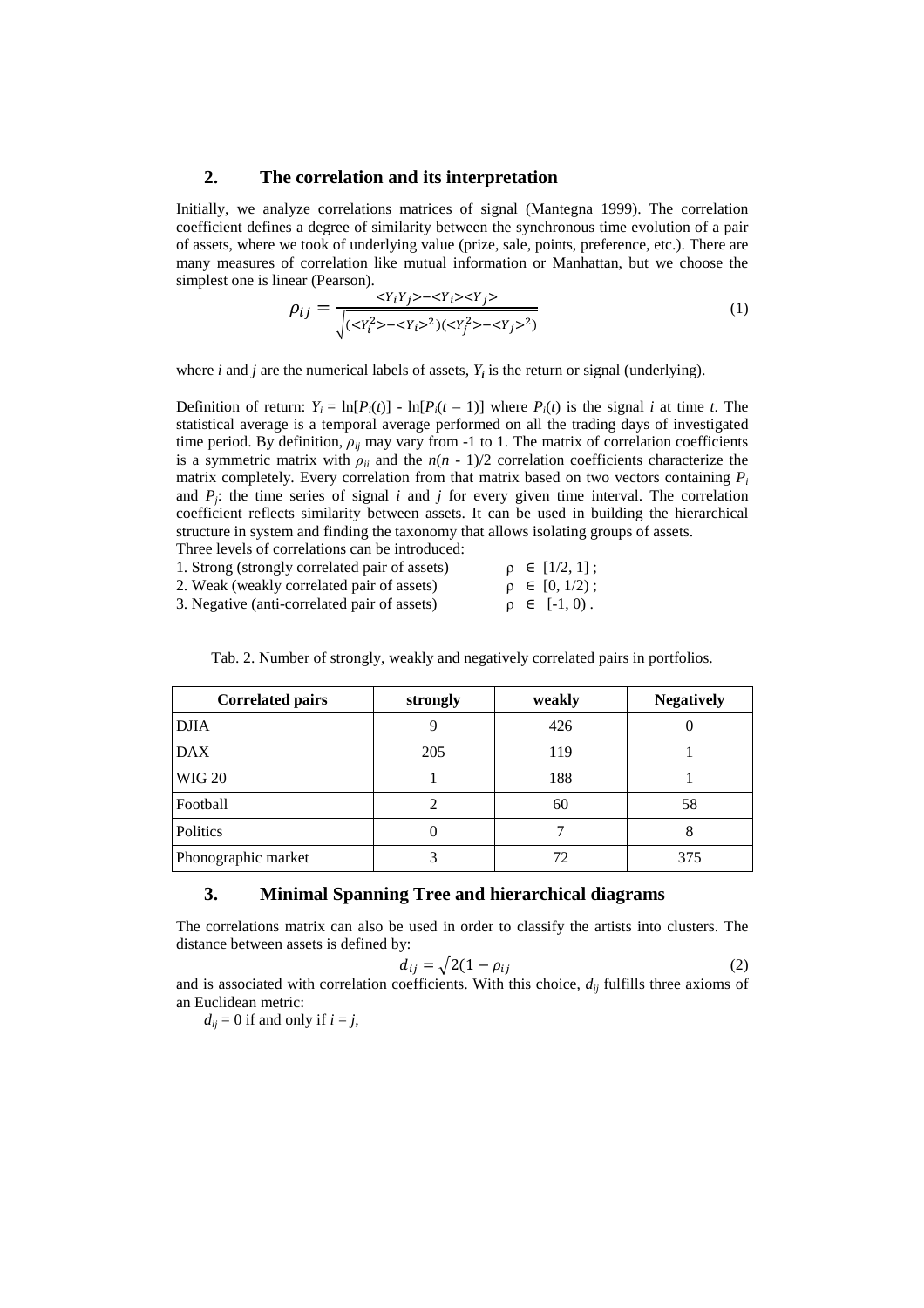## 2. The correlation and its interpretation

Initially, we analyze correlations matrices of signal (Mantegna 1999). The correlation coefficient defines a degree of similarity between the synchronous time evolution of a pair of assets, where we took of underlying value (prize, sale, points, preference, etc.). There are many measures of correlation like mutual information or Manhattan, but we choose the simplest one is linear (Pearson).

$$\rho_{ij} = \frac{<Y_i Y_j> - <Y_i><Y_j>}{\sqrt{(<Y_i^2> - <Y_i>^2)(<Y_j^2> - <Y_j>^2)}} \quad (1)$$

where $i$ and $j$ are the numerical labels of assets, $Y_i$ is the return or signal (underlying).

Definition of return: $Y_i = \ln[P_i(t)] - \ln[P_i(t-1)]$ where $P_i(t)$ is the signal $i$ at time $t$. The statistical average is a temporal average performed on all the trading days of investigated time period. By definition, $\rho_{ij}$ may vary from -1 to 1. The matrix of correlation coefficients is a symmetric matrix with $\rho_{ii}$ and the $n(n-1)/2$ correlation coefficients characterize the matrix completely. Every correlation from that matrix based on two vectors containing $P_i$ and $P_j$: the time series of signal $i$ and $j$ for every given time interval. The correlation coefficient reflects similarity between assets. It can be used in building the hierarchical structure in system and finding the taxonomy that allows isolating groups of assets.

Three levels of correlations can be introduced:

1. Strong (strongly correlated pair of assets) $\rho \in [1/2, 1]$ ;
2. Weak (weakly correlated pair of assets) $\rho \in [0, 1/2)$ ;
3. Negative (anti-correlated pair of assets) $\rho \in [-1, 0)$ .

Tab. 2. Number of strongly, weakly and negatively correlated pairs in portfolios.

| Correlated pairs | strongly | weakly | Negatively |
|---|---|---|---|
| DJIA | 9 | 426 | 0 |
| DAX | 205 | 119 | 1 |
| WIG 20 | 1 | 188 | 1 |
| Football | 2 | 60 | 58 |
| Politics | 0 | 7 | 8 |
| Phonographic market | 3 | 72 | 375 |

## 3. Minimal Spanning Tree and hierarchical diagrams

The correlations matrix can also be used in order to classify the artists into clusters. The distance between assets is defined by:

$$d_{ij} = \sqrt{2(1 - \rho_{ij}} \quad (2)$$

and is associated with correlation coefficients. With this choice, $d_{ij}$ fulfills three axioms of an Euclidean metric:

$d_{ij} = 0$ if and only if $i = j$,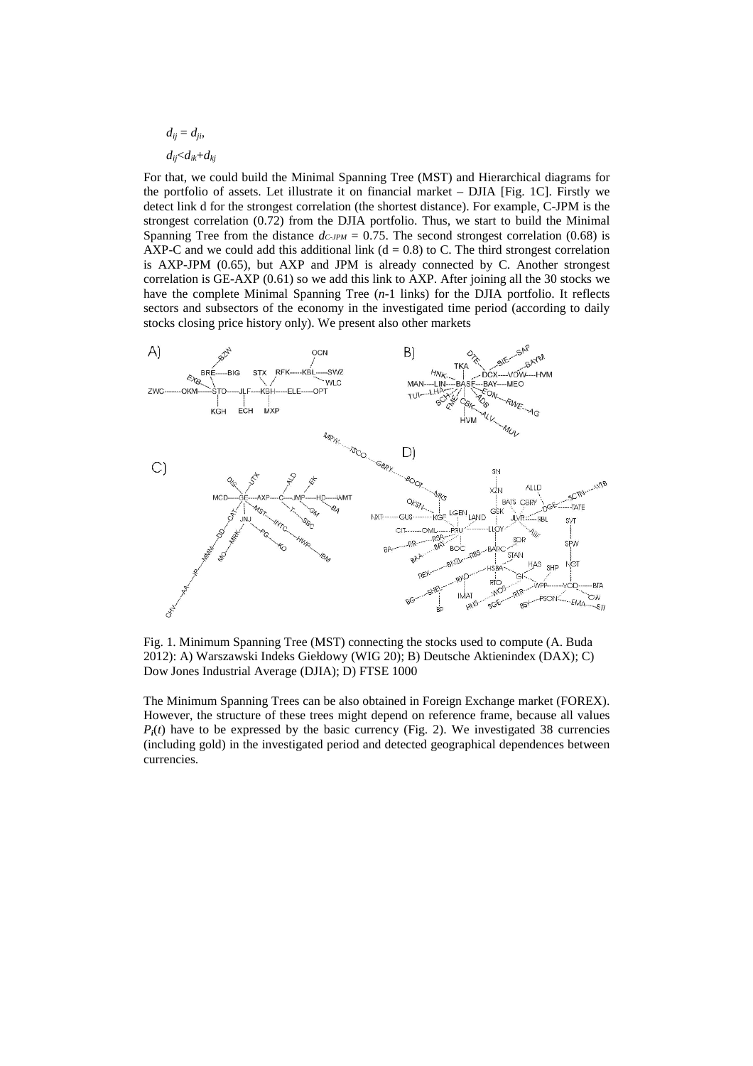$$d_{ij} = d_{ji},$$

$$d_{ij} < d_{ik} + d_{kj}$$

For that, we could build the Minimal Spanning Tree (MST) and Hierarchical diagrams for the portfolio of assets. Let illustrate it on financial market – DJIA [Fig. 1C]. Firstly we detect link d for the strongest correlation (the shortest distance). For example, C-JPM is the strongest correlation (0.72) from the DJIA portfolio. Thus, we start to build the Minimal Spanning Tree from the distance $d_{C\text{-}JPM} = 0.75$. The second strongest correlation (0.68) is AXP-C and we could add this additional link ($d = 0.8$) to C. The third strongest correlation is AXP-JPM (0.65), but AXP and JPM is already connected by C. Another strongest correlation is GE-AXP (0.61) so we add this link to AXP. After joining all the 30 stocks we have the complete Minimal Spanning Tree ($n$-1 links) for the DJIA portfolio. It reflects sectors and subsectors of the economy in the investigated time period (according to daily stocks closing price history only). We present also other markets

Fig. 1. Minimum Spanning Tree (MST) connecting the stocks used to compute (A. Buda 2012): A) Warszawski Indeks Giełdowy (WIG 20); B) Deutsche Aktienindex (DAX); C) Dow Jones Industrial Average (DJIA); D) FTSE 1000

The Minimum Spanning Trees can be also obtained in Foreign Exchange market (FOREX). However, the structure of these trees might depend on reference frame, because all values $P_i(t)$ have to be expressed by the basic currency (Fig. 2). We investigated 38 currencies (including gold) in the investigated period and detected geographical dependences between currencies.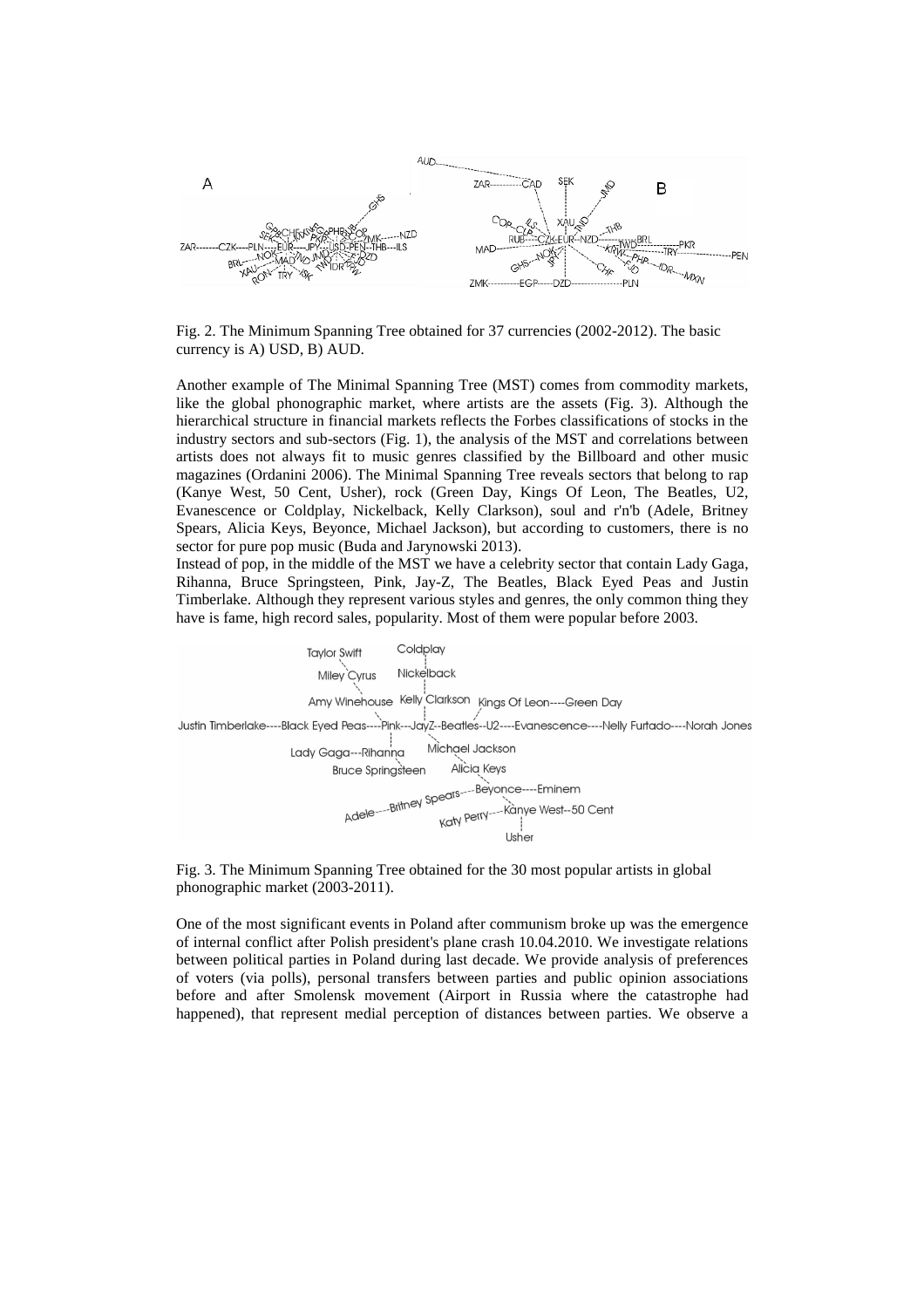Fig. 2. The Minimum Spanning Tree obtained for 37 currencies (2002-2012). The basic currency is A) USD, B) AUD.

Another example of The Minimal Spanning Tree (MST) comes from commodity markets, like the global phonographic market, where artists are the assets (Fig. 3). Although the hierarchical structure in financial markets reflects the Forbes classifications of stocks in the industry sectors and sub-sectors (Fig. 1), the analysis of the MST and correlations between artists does not always fit to music genres classified by the Billboard and other music magazines (Ordanini 2006). The Minimal Spanning Tree reveals sectors that belong to rap (Kanye West, 50 Cent, Usher), rock (Green Day, Kings Of Leon, The Beatles, U2, Evanescence or Coldplay, Nickelback, Kelly Clarkson), soul and r'n'b (Adele, Britney Spears, Alicia Keys, Beyonce, Michael Jackson), but according to customers, there is no sector for pure pop music (Buda and Jarynowski 2013).

Instead of pop, in the middle of the MST we have a celebrity sector that contain Lady Gaga, Rihanna, Bruce Springsteen, Pink, Jay-Z, The Beatles, Black Eyed Peas and Justin Timberlake. Although they represent various styles and genres, the only common thing they have is fame, high record sales, popularity. Most of them were popular before 2003.

Fig. 3. The Minimum Spanning Tree obtained for the 30 most popular artists in global phonographic market (2003-2011).

One of the most significant events in Poland after communism broke up was the emergence of internal conflict after Polish president's plane crash 10.04.2010. We investigate relations between political parties in Poland during last decade. We provide analysis of preferences of voters (via polls), personal transfers between parties and public opinion associations before and after Smolensk movement (Airport in Russia where the catastrophe had happened), that represent medial perception of distances between parties. We observe a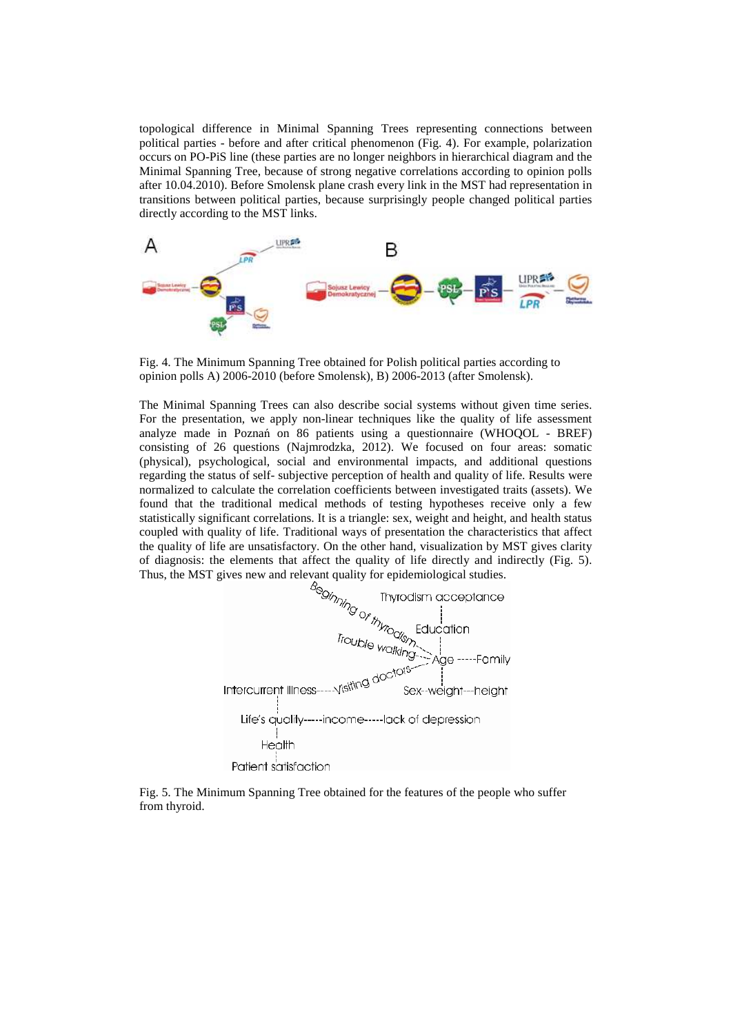topological difference in Minimal Spanning Trees representing connections between political parties - before and after critical phenomenon (Fig. 4). For example, polarization occurs on PO-PiS line (these parties are no longer neighbors in hierarchical diagram and the Minimal Spanning Tree, because of strong negative correlations according to opinion polls after 10.04.2010). Before Smolensk plane crash every link in the MST had representation in transitions between political parties, because surprisingly people changed political parties directly according to the MST links.

Fig. 4. The Minimum Spanning Tree obtained for Polish political parties according to opinion polls A) 2006-2010 (before Smolensk), B) 2006-2013 (after Smolensk).

The Minimal Spanning Trees can also describe social systems without given time series. For the presentation, we apply non-linear techniques like the quality of life assessment analyze made in Poznań on 86 patients using a questionnaire (WHOQOL - BREF) consisting of 26 questions (Najmrodzka, 2012). We focused on four areas: somatic (physical), psychological, social and environmental impacts, and additional questions regarding the status of self- subjective perception of health and quality of life. Results were normalized to calculate the correlation coefficients between investigated traits (assets). We found that the traditional medical methods of testing hypotheses receive only a few statistically significant correlations. It is a triangle: sex, weight and height, and health status coupled with quality of life. Traditional ways of presentation the characteristics that affect the quality of life are unsatisfactory. On the other hand, visualization by MST gives clarity of diagnosis: the elements that affect the quality of life directly and indirectly (Fig. 5). Thus, the MST gives new and relevant quality for epidemiological studies.

Fig. 5. The Minimum Spanning Tree obtained for the features of the people who suffer from thyroid.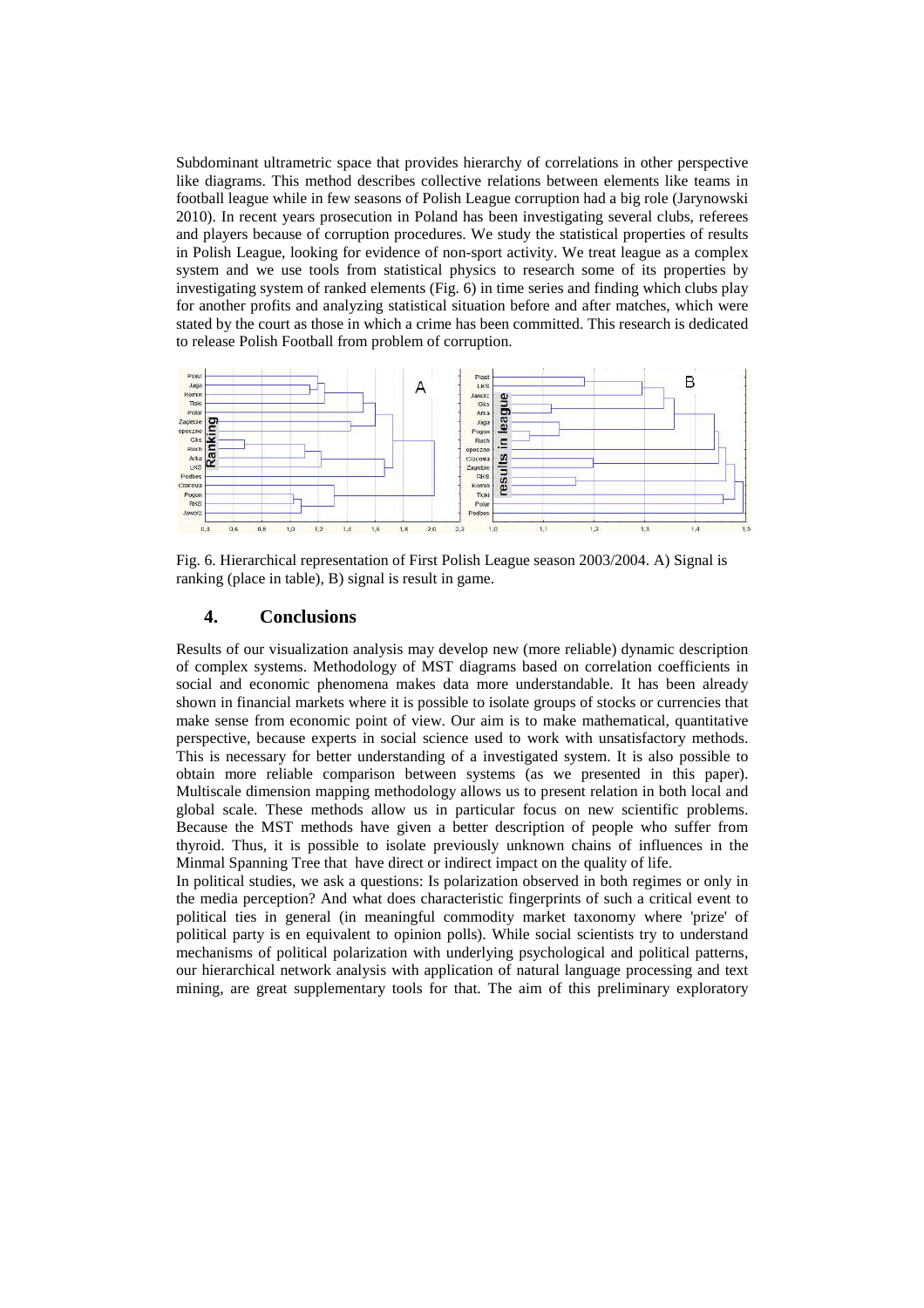Subdominant ultrametric space that provides hierarchy of correlations in other perspective like diagrams. This method describes collective relations between elements like teams in football league while in few seasons of Polish League corruption had a big role (Jarynowski 2010). In recent years prosecution in Poland has been investigating several clubs, referees and players because of corruption procedures. We study the statistical properties of results in Polish League, looking for evidence of non-sport activity. We treat league as a complex system and we use tools from statistical physics to research some of its properties by investigating system of ranked elements (Fig. 6) in time series and finding which clubs play for another profits and analyzing statistical situation before and after matches, which were stated by the court as those in which a crime has been committed. This research is dedicated to release Polish Football from problem of corruption.

Fig. 6. Hierarchical representation of First Polish League season 2003/2004. A) Signal is ranking (place in table), B) signal is result in game.

## 4. Conclusions

Results of our visualization analysis may develop new (more reliable) dynamic description of complex systems. Methodology of MST diagrams based on correlation coefficients in social and economic phenomena makes data more understandable. It has been already shown in financial markets where it is possible to isolate groups of stocks or currencies that make sense from economic point of view. Our aim is to make mathematical, quantitative perspective, because experts in social science used to work with unsatisfactory methods. This is necessary for better understanding of a investigated system. It is also possible to obtain more reliable comparison between systems (as we presented in this paper). Multiscale dimension mapping methodology allows us to present relation in both local and global scale. These methods allow us in particular focus on new scientific problems. Because the MST methods have given a better description of people who suffer from thyroid. Thus, it is possible to isolate previously unknown chains of influences in the Minmal Spanning Tree that have direct or indirect impact on the quality of life.

In political studies, we ask a questions: Is polarization observed in both regimes or only in the media perception? And what does characteristic fingerprints of such a critical event to political ties in general (in meaningful commodity market taxonomy where 'prize' of political party is en equivalent to opinion polls). While social scientists try to understand mechanisms of political polarization with underlying psychological and political patterns, our hierarchical network analysis with application of natural language processing and text mining, are great supplementary tools for that. The aim of this preliminary exploratory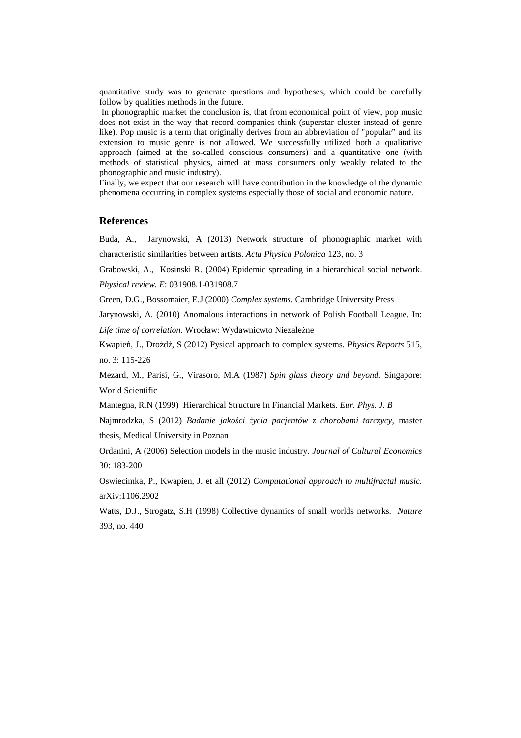quantitative study was to generate questions and hypotheses, which could be carefully follow by qualities methods in the future.

In phonographic market the conclusion is, that from economical point of view, pop music does not exist in the way that record companies think (superstar cluster instead of genre like). Pop music is a term that originally derives from an abbreviation of "popular" and its extension to music genre is not allowed. We successfully utilized both a qualitative approach (aimed at the so-called conscious consumers) and a quantitative one (with methods of statistical physics, aimed at mass consumers only weakly related to the phonographic and music industry).

Finally, we expect that our research will have contribution in the knowledge of the dynamic phenomena occurring in complex systems especially those of social and economic nature.

## References

Buda, A., Jarynowski, A (2013) Network structure of phonographic market with characteristic similarities between artists. *Acta Physica Polonica* 123, no. 3

Grabowski, A., Kosinski R. (2004) Epidemic spreading in a hierarchical social network. *Physical review. E*: 031908.1-031908.7

Green, D.G., Bossomaier, E.J (2000) *Complex systems.* Cambridge University Press

Jarynowski, A. (2010) Anomalous interactions in network of Polish Football League. In: *Life time of correlation*. Wrocław: Wydawnicwto Niezależne

Kwapień, J., Drożdż, S (2012) Pysical approach to complex systems. *Physics Reports* 515, no. 3: 115-226

Mezard, M., Parisi, G., Virasoro, M.A (1987) *Spin glass theory and beyond.* Singapore: World Scientific

Mantegna, R.N (1999) Hierarchical Structure In Financial Markets. *Eur. Phys. J. B*

Najmrodzka, S (2012) *Badanie jakości życia pacjentów z chorobami tarczycy*, master thesis, Medical University in Poznan

Ordanini, A (2006) Selection models in the music industry. *Journal of Cultural Economics* 30: 183-200

Oswiecimka, P., Kwapien, J. et all (2012) *Computational approach to multifractal music*. arXiv:1106.2902

Watts, D.J., Strogatz, S.H (1998) Collective dynamics of small worlds networks. *Nature* 393, no. 440